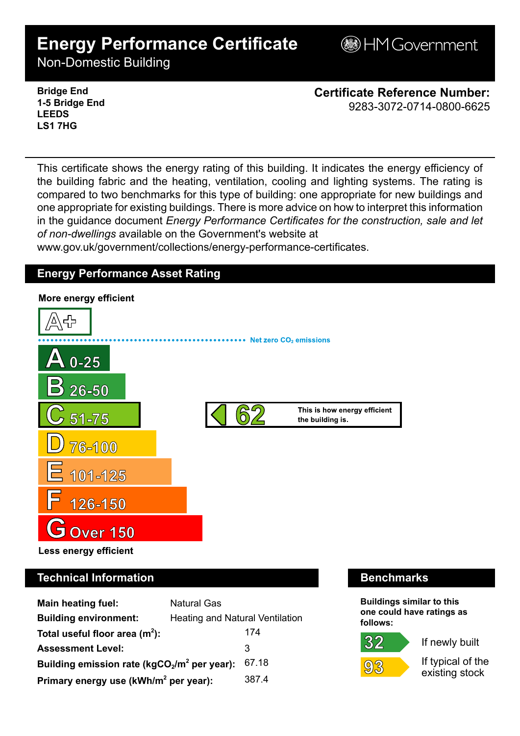# Energy Performance Certificate

Non-Domestic Building

HM Government

**Bridge End**
**1-5 Bridge End**
**LEEDS**
**LS1 7HG**

**Certificate Reference Number:**
9283-3072-0714-0800-6625

This certificate shows the energy rating of this building. It indicates the energy efficiency of the building fabric and the heating, ventilation, cooling and lighting systems. The rating is compared to two benchmarks for this type of building: one appropriate for new buildings and one appropriate for existing buildings. There is more advice on how to interpret this information in the guidance document *Energy Performance Certificates for the construction, sale and let of non-dwellings* available on the Government's website at www.gov.uk/government/collections/energy-performance-certificates.

## Energy Performance Asset Rating

**More energy efficient**

A+

Net zero $CO_2$ emissions

- A 0-25
- B 26-50
- C 51-75
- D 76-100
- E 101-125
- F 126-150
- G Over 150

**Less energy efficient**

**C 62** — This is how energy efficient the building is.

## Technical Information

| | |
|---|---|
| **Main heating fuel:** | Natural Gas |
| **Building environment:** | Heating and Natural Ventilation |
| **Total useful floor area ($m^2$):** | 174 |
| **Assessment Level:** | 3 |
| **Building emission rate ($kgCO_2/m^2$ per year):** | 67.18 |
| **Primary energy use ($kWh/m^2$ per year):** | 387.4 |

## Benchmarks

**Buildings similar to this one could have ratings as follows:**

- 32 — If newly built
- 93 — If typical of the existing stock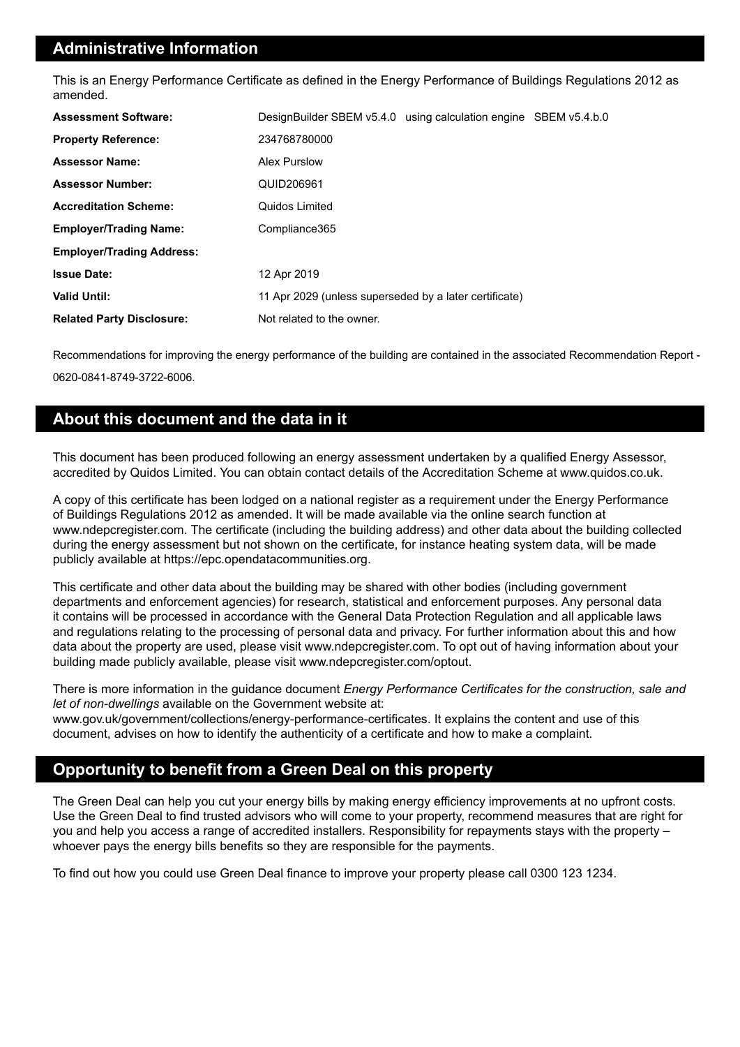## Administrative Information

This is an Energy Performance Certificate as defined in the Energy Performance of Buildings Regulations 2012 as amended.

| | |
|---|---|
| **Assessment Software:** | DesignBuilder SBEM v5.4.0 using calculation engine SBEM v5.4.b.0 |
| **Property Reference:** | 234768780000 |
| **Assessor Name:** | Alex Purslow |
| **Assessor Number:** | QUID206961 |
| **Accreditation Scheme:** | Quidos Limited |
| **Employer/Trading Name:** | Compliance365 |
| **Employer/Trading Address:** | |
| **Issue Date:** | 12 Apr 2019 |
| **Valid Until:** | 11 Apr 2029 (unless superseded by a later certificate) |
| **Related Party Disclosure:** | Not related to the owner. |

Recommendations for improving the energy performance of the building are contained in the associated Recommendation Report - 0620-0841-8749-3722-6006.

## About this document and the data in it

This document has been produced following an energy assessment undertaken by a qualified Energy Assessor, accredited by Quidos Limited. You can obtain contact details of the Accreditation Scheme at www.quidos.co.uk.

A copy of this certificate has been lodged on a national register as a requirement under the Energy Performance of Buildings Regulations 2012 as amended. It will be made available via the online search function at www.ndepcregister.com. The certificate (including the building address) and other data about the building collected during the energy assessment but not shown on the certificate, for instance heating system data, will be made publicly available at https://epc.opendatacommunities.org.

This certificate and other data about the building may be shared with other bodies (including government departments and enforcement agencies) for research, statistical and enforcement purposes. Any personal data it contains will be processed in accordance with the General Data Protection Regulation and all applicable laws and regulations relating to the processing of personal data and privacy. For further information about this and how data about the property are used, please visit www.ndepcregister.com. To opt out of having information about your building made publicly available, please visit www.ndepcregister.com/optout.

There is more information in the guidance document *Energy Performance Certificates for the construction, sale and let of non-dwellings* available on the Government website at: www.gov.uk/government/collections/energy-performance-certificates. It explains the content and use of this document, advises on how to identify the authenticity of a certificate and how to make a complaint.

## Opportunity to benefit from a Green Deal on this property

The Green Deal can help you cut your energy bills by making energy efficiency improvements at no upfront costs. Use the Green Deal to find trusted advisors who will come to your property, recommend measures that are right for you and help you access a range of accredited installers. Responsibility for repayments stays with the property – whoever pays the energy bills benefits so they are responsible for the payments.

To find out how you could use Green Deal finance to improve your property please call 0300 123 1234.